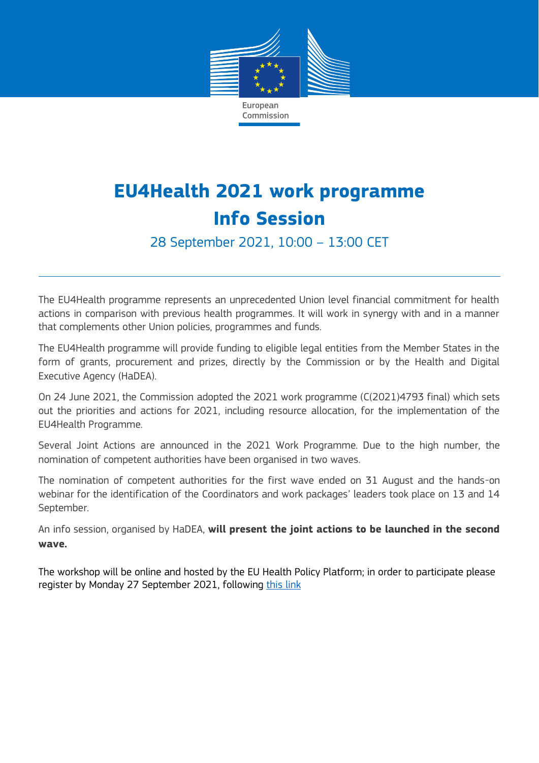European Commission

# EU4Health 2021 work programme Info Session

28 September 2021, 10:00 – 13:00 CET

---

The EU4Health programme represents an unprecedented Union level financial commitment for health actions in comparison with previous health programmes. It will work in synergy with and in a manner that complements other Union policies, programmes and funds.

The EU4Health programme will provide funding to eligible legal entities from the Member States in the form of grants, procurement and prizes, directly by the Commission or by the Health and Digital Executive Agency (HaDEA).

On 24 June 2021, the Commission adopted the 2021 work programme (C(2021)4793 final) which sets out the priorities and actions for 2021, including resource allocation, for the implementation of the EU4Health Programme.

Several Joint Actions are announced in the 2021 Work Programme. Due to the high number, the nomination of competent authorities have been organised in two waves.

The nomination of competent authorities for the first wave ended on 31 August and the hands-on webinar for the identification of the Coordinators and work packages' leaders took place on 13 and 14 September.

An info session, organised by HaDEA, **will present the joint actions to be launched in the second wave.**

The workshop will be online and hosted by the EU Health Policy Platform; in order to participate please register by Monday 27 September 2021, following this link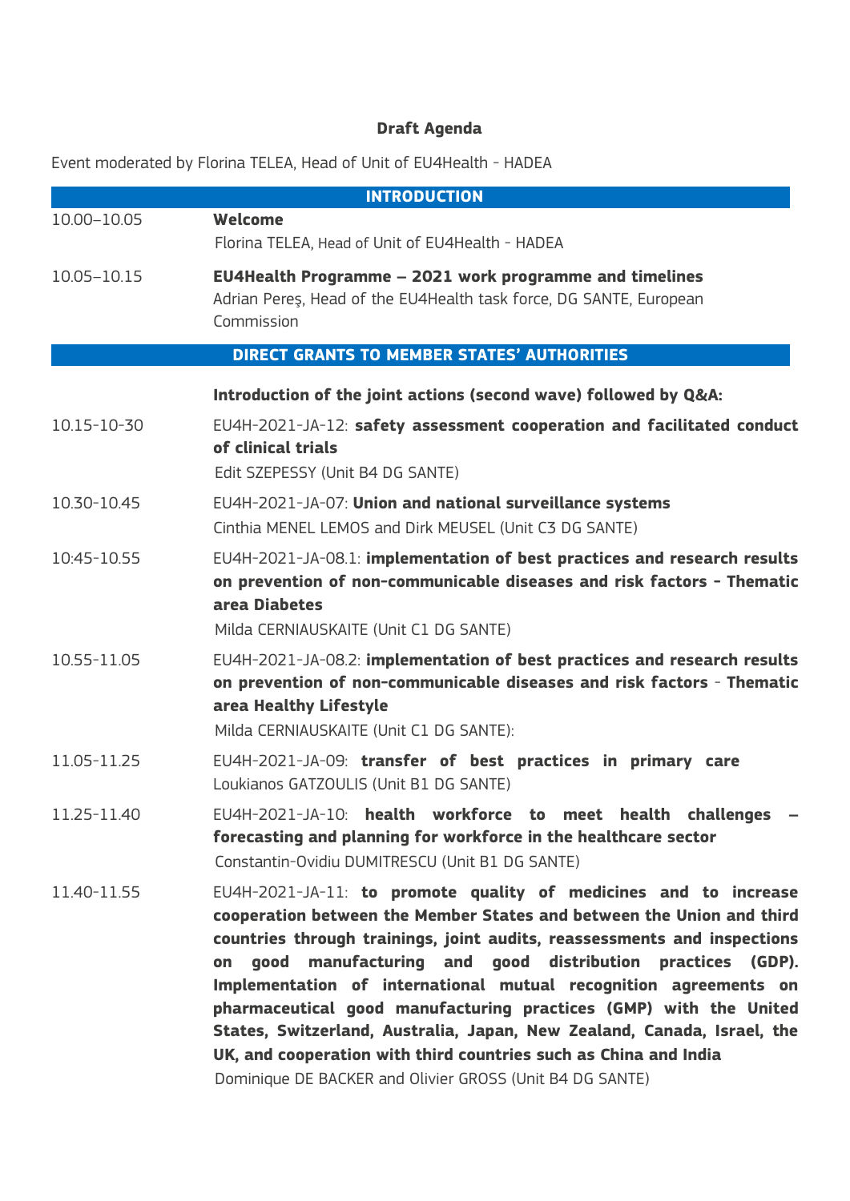**Draft Agenda**

Event moderated by Florina TELEA, Head of Unit of EU4Health - HADEA

| **INTRODUCTION** | |
|---|---|
| 10.00–10.05 | **Welcome**<br>Florina TELEA, Head of Unit of EU4Health - HADEA |
| 10.05–10.15 | **EU4Health Programme – 2021 work programme and timelines**<br>Adrian Pereş, Head of the EU4Health task force, DG SANTE, European Commission |
| **DIRECT GRANTS TO MEMBER STATES' AUTHORITIES** | |
| | **Introduction of the joint actions (second wave) followed by Q&A:** |
| 10.15-10-30 | EU4H-2021-JA-12: **safety assessment cooperation and facilitated conduct of clinical trials**<br>Edit SZEPESSY (Unit B4 DG SANTE) |
| 10.30-10.45 | EU4H-2021-JA-07: **Union and national surveillance systems**<br>Cinthia MENEL LEMOS and Dirk MEUSEL (Unit C3 DG SANTE) |
| 10:45-10.55 | EU4H-2021-JA-08.1: **implementation of best practices and research results on prevention of non-communicable diseases and risk factors - Thematic area Diabetes**<br>Milda CERNIAUSKAITE (Unit C1 DG SANTE) |
| 10.55-11.05 | EU4H-2021-JA-08.2: **implementation of best practices and research results on prevention of non-communicable diseases and risk factors** - **Thematic area Healthy Lifestyle**<br>Milda CERNIAUSKAITE (Unit C1 DG SANTE): |
| 11.05-11.25 | EU4H-2021-JA-09: **transfer of best practices in primary care**<br>Loukianos GATZOULIS (Unit B1 DG SANTE) |
| 11.25-11.40 | EU4H-2021-JA-10: **health workforce to meet health challenges – forecasting and planning for workforce in the healthcare sector**<br>Constantin-Ovidiu DUMITRESCU (Unit B1 DG SANTE) |
| 11.40-11.55 | EU4H-2021-JA-11: **to promote quality of medicines and to increase cooperation between the Member States and between the Union and third countries through trainings, joint audits, reassessments and inspections on good manufacturing and good distribution practices (GDP). Implementation of international mutual recognition agreements on pharmaceutical good manufacturing practices (GMP) with the United States, Switzerland, Australia, Japan, New Zealand, Canada, Israel, the UK, and cooperation with third countries such as China and India**<br>Dominique DE BACKER and Olivier GROSS (Unit B4 DG SANTE) |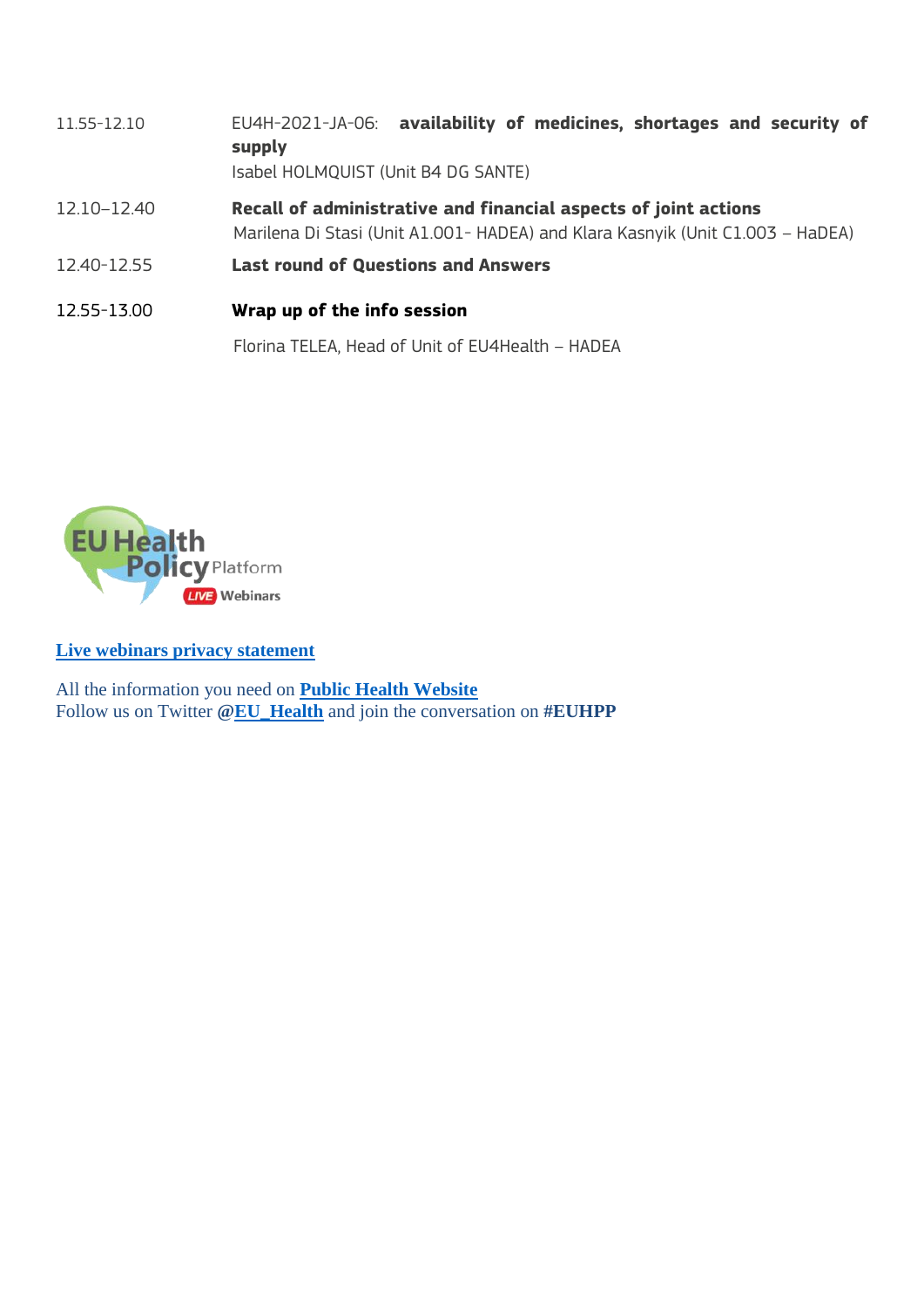| | |
|---|---|
| 11.55-12.10 | EU4H-2021-JA-06: **availability of medicines, shortages and security of supply**<br>Isabel HOLMQUIST (Unit B4 DG SANTE) |
| 12.10–12.40 | **Recall of administrative and financial aspects of joint actions**<br>Marilena Di Stasi (Unit A1.001- HADEA) and Klara Kasnyik (Unit C1.003 – HaDEA) |
| 12.40-12.55 | **Last round of Questions and Answers** |
| 12.55-13.00 | **Wrap up of the info session**<br>Florina TELEA, Head of Unit of EU4Health – HADEA |

EU Health Policy Platform LIVE Webinars

**Live webinars privacy statement**

All the information you need on **Public Health Website**
Follow us on Twitter **@EU_Health** and join the conversation on **#EUHPP**